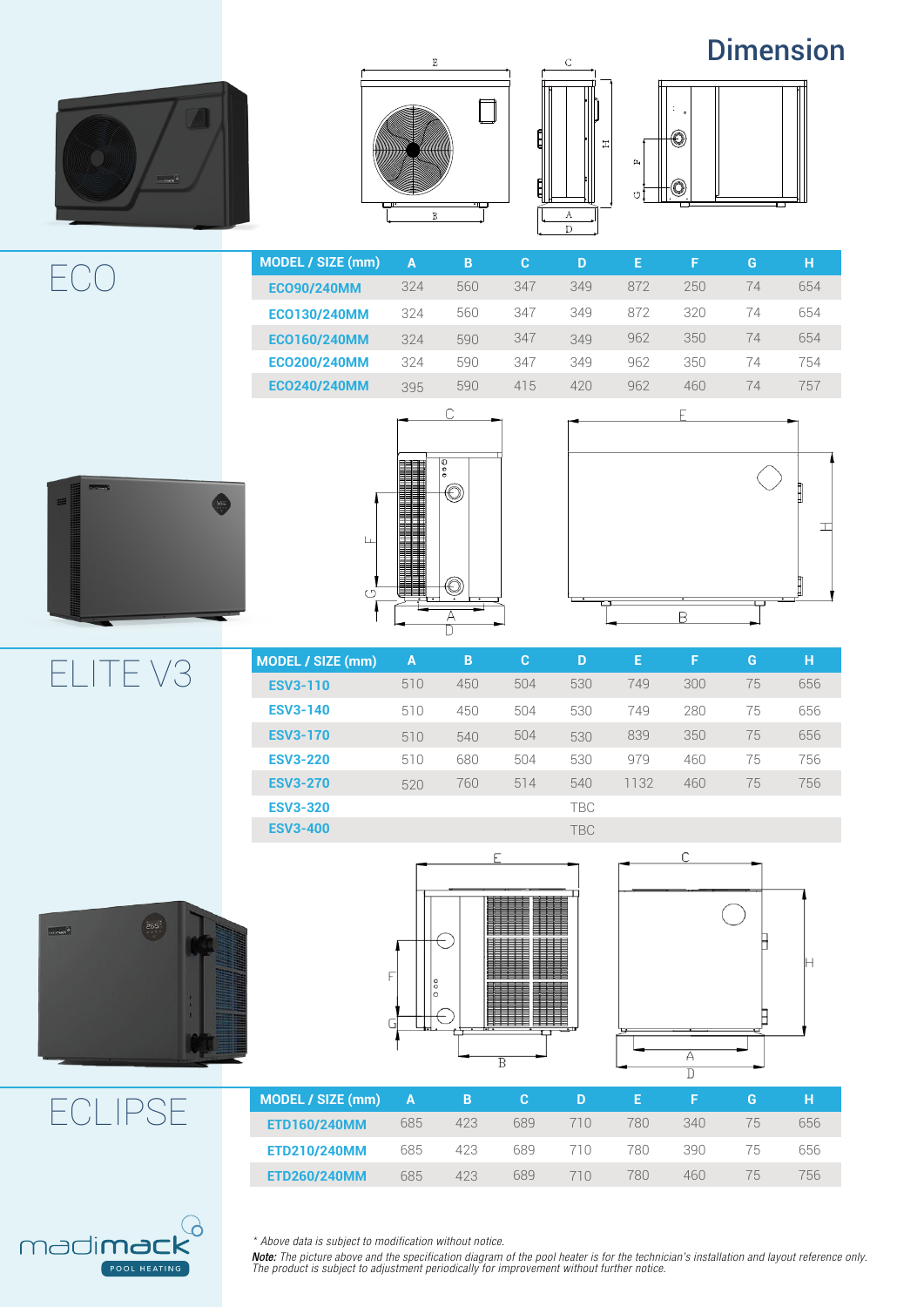# Dimension

## ECO

| MODEL / SIZE (mm) | A | B | C | D | E | F | G | H |
|---|---|---|---|---|---|---|---|---|
| ECO90/240MM | 324 | 560 | 347 | 349 | 872 | 250 | 74 | 654 |
| ECO130/240MM | 324 | 560 | 347 | 349 | 872 | 320 | 74 | 654 |
| ECO160/240MM | 324 | 590 | 347 | 349 | 962 | 350 | 74 | 654 |
| ECO200/240MM | 324 | 590 | 347 | 349 | 962 | 350 | 74 | 754 |
| ECO240/240MM | 395 | 590 | 415 | 420 | 962 | 460 | 74 | 757 |

## ELITE V3

| MODEL / SIZE (mm) | A | B | C | D | E | F | G | H |
|---|---|---|---|---|---|---|---|---|
| ESV3-110 | 510 | 450 | 504 | 530 | 749 | 300 | 75 | 656 |
| ESV3-140 | 510 | 450 | 504 | 530 | 749 | 280 | 75 | 656 |
| ESV3-170 | 510 | 540 | 504 | 530 | 839 | 350 | 75 | 656 |
| ESV3-220 | 510 | 680 | 504 | 530 | 979 | 460 | 75 | 756 |
| ESV3-270 | 520 | 760 | 514 | 540 | 1132 | 460 | 75 | 756 |
| ESV3-320 | | | | TBC | | | | |
| ESV3-400 | | | | TBC | | | | |

## ECLIPSE

| MODEL / SIZE (mm) | A | B | C | D | E | F | G | H |
|---|---|---|---|---|---|---|---|---|
| ETD160/240MM | 685 | 423 | 689 | 710 | 780 | 340 | 75 | 656 |
| ETD210/240MM | 685 | 423 | 689 | 710 | 780 | 390 | 75 | 656 |
| ETD260/240MM | 685 | 423 | 689 | 710 | 780 | 460 | 75 | 756 |

madimack POOL HEATING

*\* Above data is subject to modification without notice.*

***Note:*** *The picture above and the specification diagram of the pool heater is for the technician's installation and layout reference only. The product is subject to adjustment periodically for improvement without further notice.*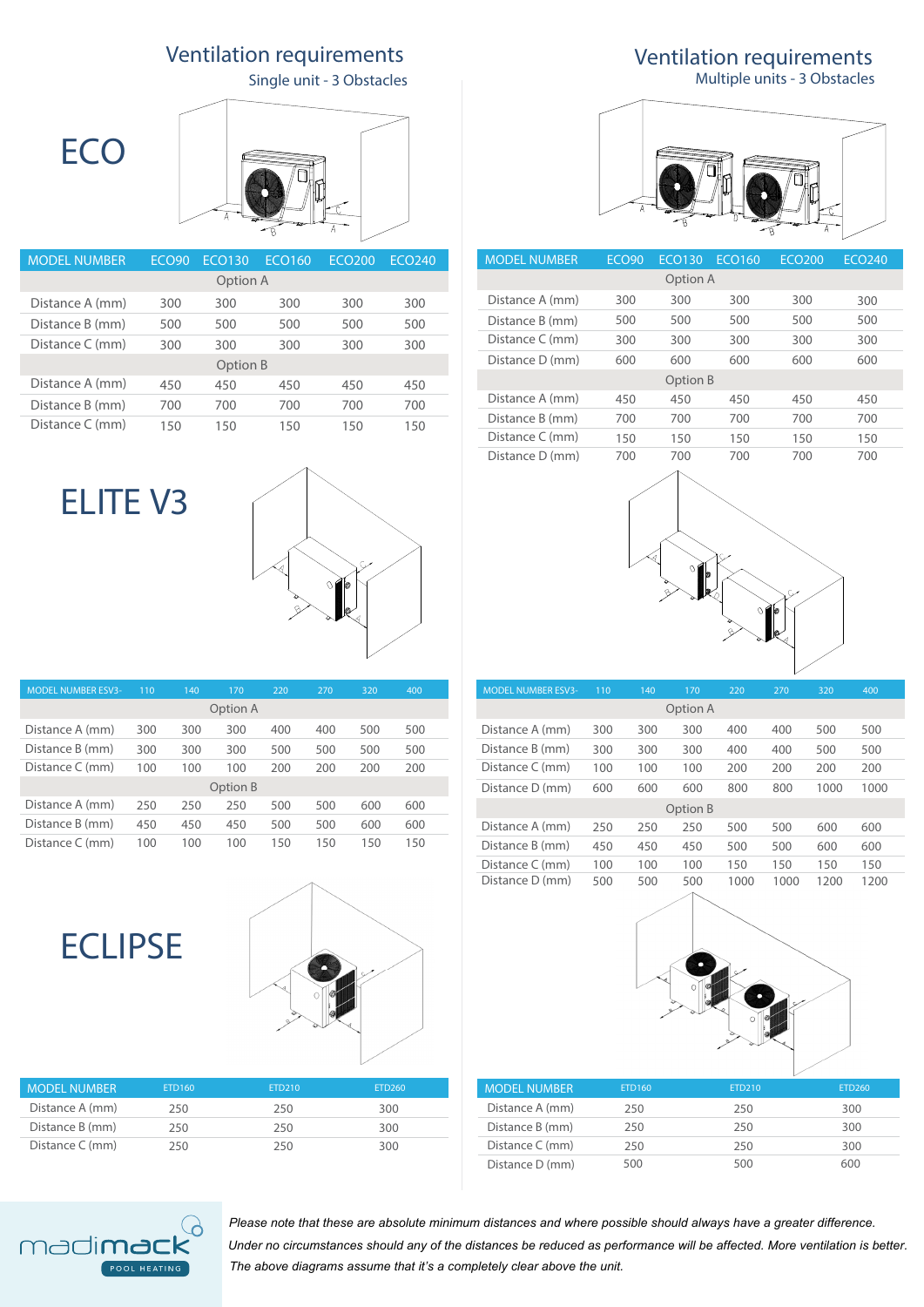# Ventilation requirements

Single unit - 3 Obstacles

## ECO

| MODEL NUMBER | ECO90 | ECO130 | ECO160 | ECO200 | ECO240 |
| --- | --- | --- | --- | --- | --- |
| Option A | | | | | |
| Distance A (mm) | 300 | 300 | 300 | 300 | 300 |
| Distance B (mm) | 500 | 500 | 500 | 500 | 500 |
| Distance C (mm) | 300 | 300 | 300 | 300 | 300 |
| Option B | | | | | |
| Distance A (mm) | 450 | 450 | 450 | 450 | 450 |
| Distance B (mm) | 700 | 700 | 700 | 700 | 700 |
| Distance C (mm) | 150 | 150 | 150 | 150 | 150 |

## ELITE V3

| MODEL NUMBER ESV3- | 110 | 140 | 170 | 220 | 270 | 320 | 400 |
| --- | --- | --- | --- | --- | --- | --- | --- |
| Option A | | | | | | | |
| Distance A (mm) | 300 | 300 | 300 | 400 | 400 | 500 | 500 |
| Distance B (mm) | 300 | 300 | 300 | 500 | 500 | 500 | 500 |
| Distance C (mm) | 100 | 100 | 100 | 200 | 200 | 200 | 200 |
| Option B | | | | | | | |
| Distance A (mm) | 250 | 250 | 250 | 500 | 500 | 600 | 600 |
| Distance B (mm) | 450 | 450 | 450 | 500 | 500 | 600 | 600 |
| Distance C (mm) | 100 | 100 | 100 | 150 | 150 | 150 | 150 |

## ECLIPSE

| MODEL NUMBER | ETD160 | ETD210 | ETD260 |
| --- | --- | --- | --- |
| Distance A (mm) | 250 | 250 | 300 |
| Distance B (mm) | 250 | 250 | 300 |
| Distance C (mm) | 250 | 250 | 300 |

# Ventilation requirements

Multiple units - 3 Obstacles

## ECO

| MODEL NUMBER | ECO90 | ECO130 | ECO160 | ECO200 | ECO240 |
| --- | --- | --- | --- | --- | --- |
| Option A | | | | | |
| Distance A (mm) | 300 | 300 | 300 | 300 | 300 |
| Distance B (mm) | 500 | 500 | 500 | 500 | 500 |
| Distance C (mm) | 300 | 300 | 300 | 300 | 300 |
| Distance D (mm) | 600 | 600 | 600 | 600 | 600 |
| Option B | | | | | |
| Distance A (mm) | 450 | 450 | 450 | 450 | 450 |
| Distance B (mm) | 700 | 700 | 700 | 700 | 700 |
| Distance C (mm) | 150 | 150 | 150 | 150 | 150 |
| Distance D (mm) | 700 | 700 | 700 | 700 | 700 |

## ELITE V3

| MODEL NUMBER ESV3- | 110 | 140 | 170 | 220 | 270 | 320 | 400 |
| --- | --- | --- | --- | --- | --- | --- | --- |
| Option A | | | | | | | |
| Distance A (mm) | 300 | 300 | 300 | 400 | 400 | 500 | 500 |
| Distance B (mm) | 300 | 300 | 300 | 400 | 400 | 500 | 500 |
| Distance C (mm) | 100 | 100 | 100 | 200 | 200 | 200 | 200 |
| Distance D (mm) | 600 | 600 | 600 | 800 | 800 | 1000 | 1000 |
| Option B | | | | | | | |
| Distance A (mm) | 250 | 250 | 250 | 500 | 500 | 600 | 600 |
| Distance B (mm) | 450 | 450 | 450 | 500 | 500 | 600 | 600 |
| Distance C (mm) | 100 | 100 | 100 | 150 | 150 | 150 | 150 |
| Distance D (mm) | 500 | 500 | 500 | 1000 | 1000 | 1200 | 1200 |

## ECLIPSE

| MODEL NUMBER | ETD160 | ETD210 | ETD260 |
| --- | --- | --- | --- |
| Distance A (mm) | 250 | 250 | 300 |
| Distance B (mm) | 250 | 250 | 300 |
| Distance C (mm) | 250 | 250 | 300 |
| Distance D (mm) | 500 | 500 | 600 |

madimack POOL HEATING

*Please note that these are absolute minimum distances and where possible should always have a greater difference.*
*Under no circumstances should any of the distances be reduced as performance will be affected. More ventilation is better.*
*The above diagrams assume that it's a completely clear above the unit.*